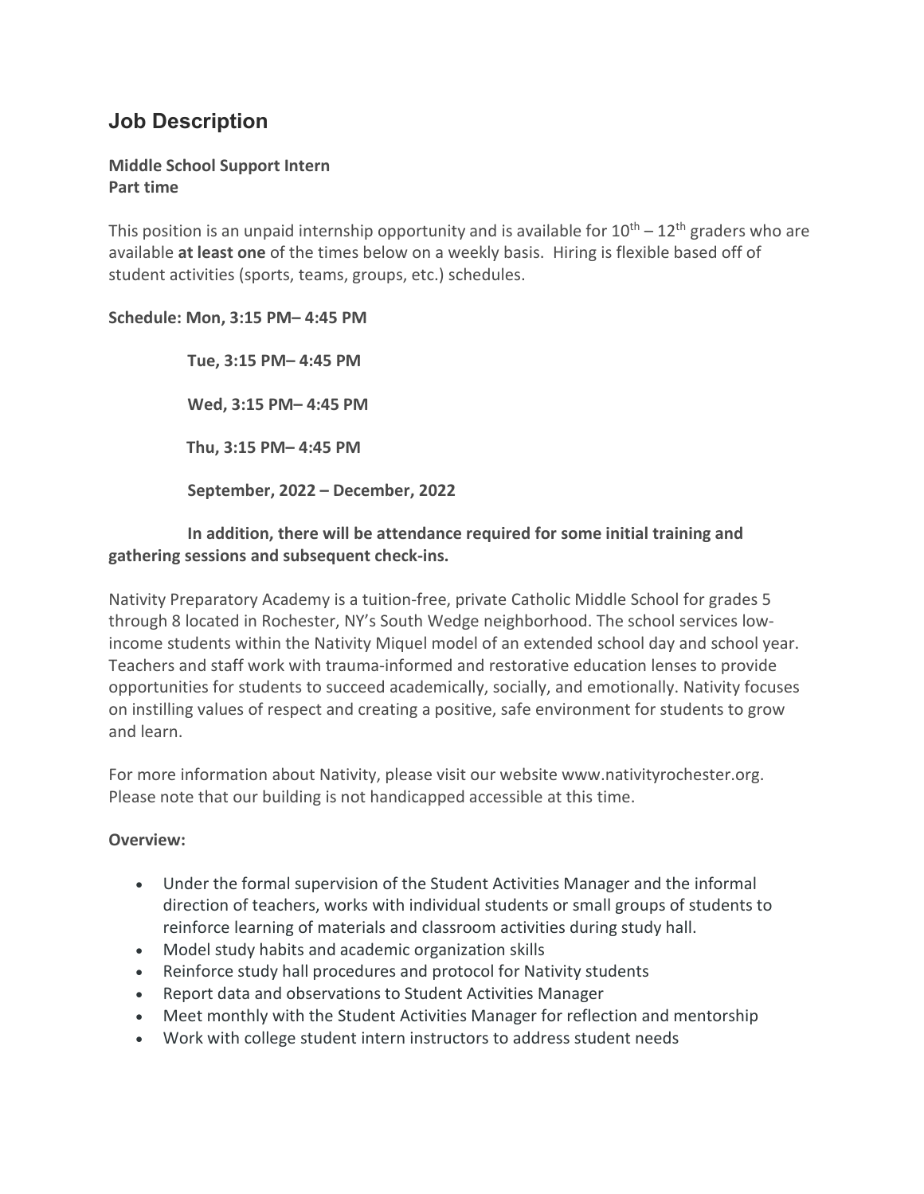## Job Description

**Middle School Support Intern**
**Part time**

This position is an unpaid internship opportunity and is available for $10^{th}$ – $12^{th}$ graders who are available **at least one** of the times below on a weekly basis. Hiring is flexible based off of student activities (sports, teams, groups, etc.) schedules.

**Schedule: Mon, 3:15 PM– 4:45 PM**

**Tue, 3:15 PM– 4:45 PM**

**Wed, 3:15 PM– 4:45 PM**

**Thu, 3:15 PM– 4:45 PM**

**September, 2022 – December, 2022**

**In addition, there will be attendance required for some initial training and gathering sessions and subsequent check-ins.**

Nativity Preparatory Academy is a tuition-free, private Catholic Middle School for grades 5 through 8 located in Rochester, NY's South Wedge neighborhood. The school services low-income students within the Nativity Miquel model of an extended school day and school year. Teachers and staff work with trauma-informed and restorative education lenses to provide opportunities for students to succeed academically, socially, and emotionally. Nativity focuses on instilling values of respect and creating a positive, safe environment for students to grow and learn.

For more information about Nativity, please visit our website www.nativityrochester.org. Please note that our building is not handicapped accessible at this time.

**Overview:**

- Under the formal supervision of the Student Activities Manager and the informal direction of teachers, works with individual students or small groups of students to reinforce learning of materials and classroom activities during study hall.
- Model study habits and academic organization skills
- Reinforce study hall procedures and protocol for Nativity students
- Report data and observations to Student Activities Manager
- Meet monthly with the Student Activities Manager for reflection and mentorship
- Work with college student intern instructors to address student needs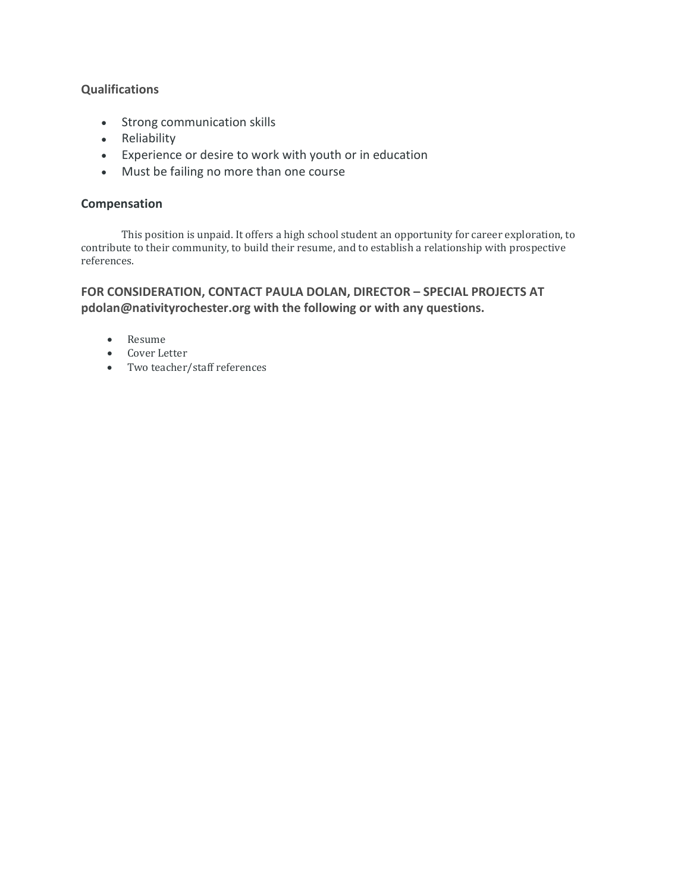### Qualifications

- Strong communication skills
- Reliability
- Experience or desire to work with youth or in education
- Must be failing no more than one course

### Compensation

This position is unpaid. It offers a high school student an opportunity for career exploration, to contribute to their community, to build their resume, and to establish a relationship with prospective references.

### FOR CONSIDERATION, CONTACT PAULA DOLAN, DIRECTOR – SPECIAL PROJECTS AT pdolan@nativityrochester.org with the following or with any questions.

- Resume
- Cover Letter
- Two teacher/staff references